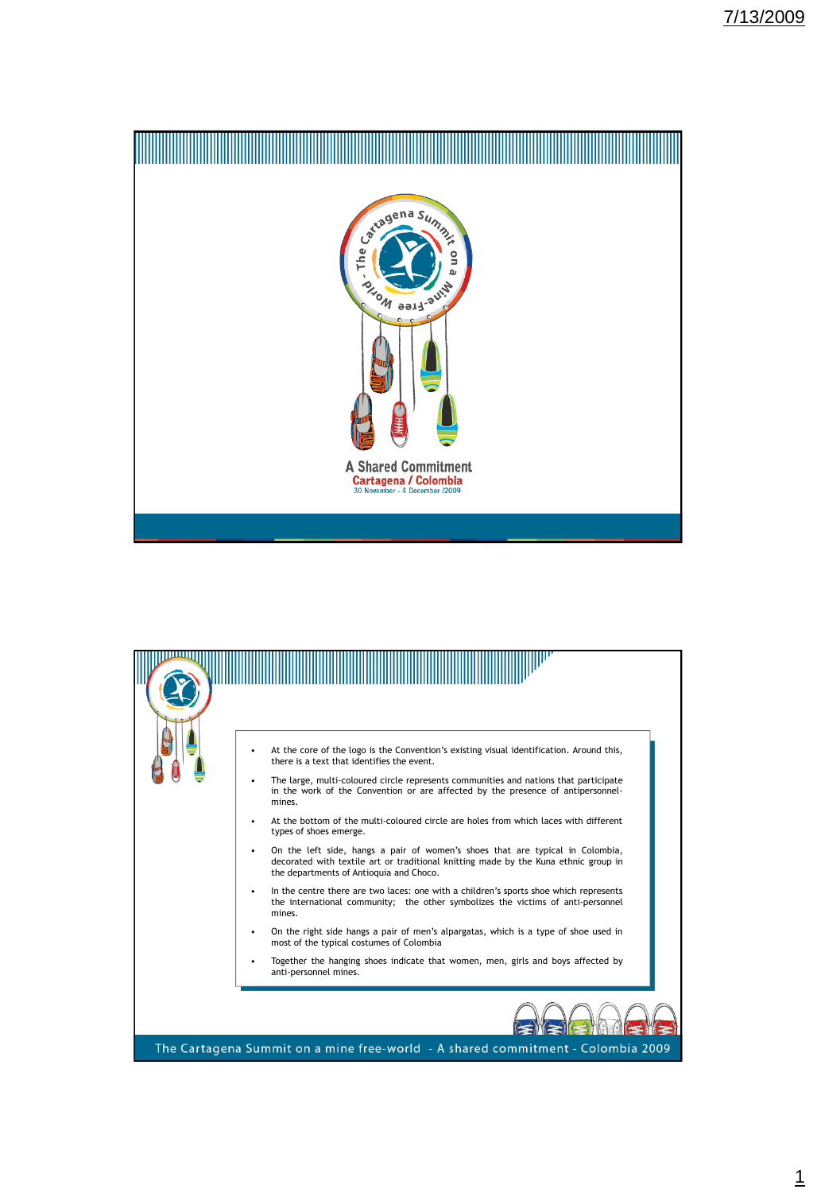The Cartagena Summit on a Mine-Free World

A Shared Commitment
Cartagena / Colombia
30 November - 4 December /2009

- At the core of the logo is the Convention's existing visual identification. Around this, there is a text that identifies the event.
- The large, multi-coloured circle represents communities and nations that participate in the work of the Convention or are affected by the presence of antipersonnel-mines.
- At the bottom of the multi-coloured circle are holes from which laces with different types of shoes emerge.
- On the left side, hangs a pair of women's shoes that are typical in Colombia, decorated with textile art or traditional knitting made by the Kuna ethnic group in the departments of Antioquia and Choco.
- In the centre there are two laces: one with a children's sports shoe which represents the international community; the other symbolizes the victims of anti-personnel mines.
- On the right side hangs a pair of men's alpargatas, which is a type of shoe used in most of the typical costumes of Colombia
- Together the hanging shoes indicate that women, men, girls and boys affected by anti-personnel mines.

The Cartagena Summit on a mine free-world - A shared commitment - Colombia 2009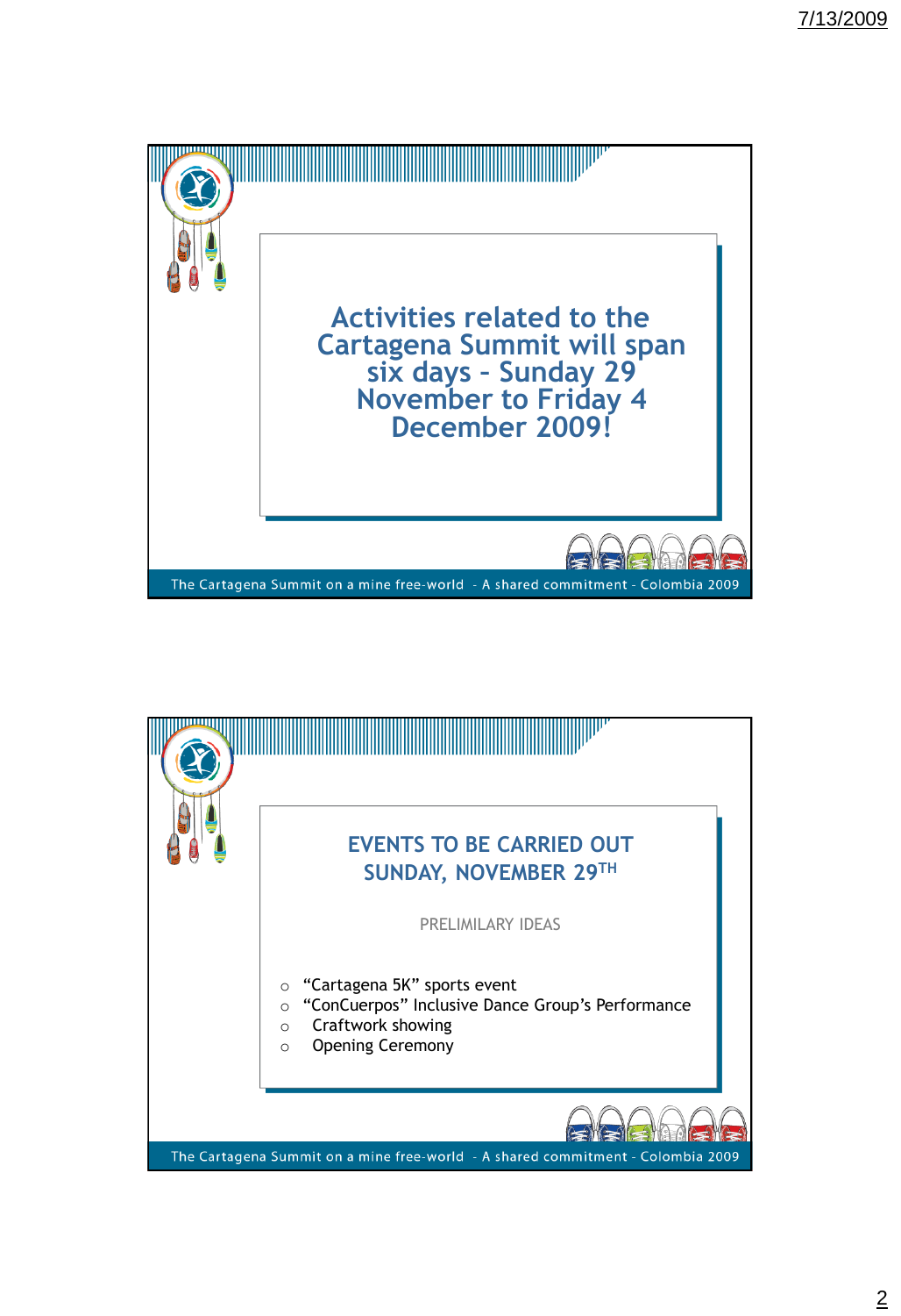# Activities related to the Cartagena Summit will span six days - Sunday 29 November to Friday 4 December 2009!

The Cartagena Summit on a mine free-world - A shared commitment - Colombia 2009

## EVENTS TO BE CARRIED OUT SUNDAY, NOVEMBER 29TH

PRELIMILARY IDEAS

- "Cartagena 5K" sports event
- "ConCuerpos" Inclusive Dance Group's Performance
- Craftwork showing
- Opening Ceremony

The Cartagena Summit on a mine free-world - A shared commitment - Colombia 2009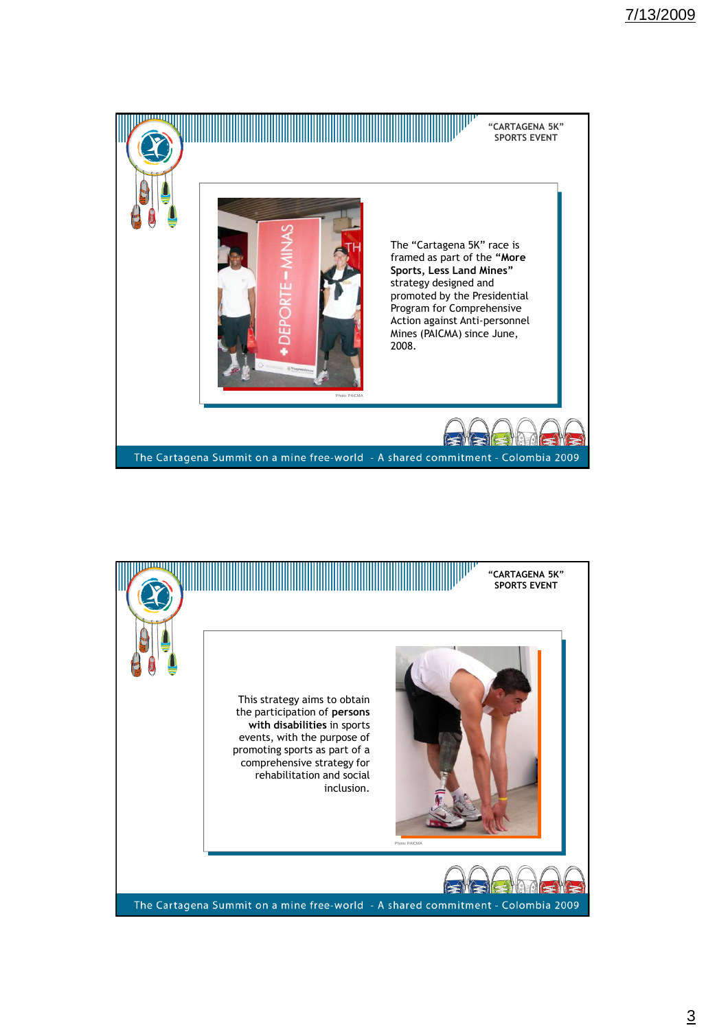## "CARTAGENA 5K" SPORTS EVENT

Photo: PAICMA

The "Cartagena 5K" race is framed as part of the **"More Sports, Less Land Mines"** strategy designed and promoted by the Presidential Program for Comprehensive Action against Anti-personnel Mines (PAICMA) since June, 2008.

The Cartagena Summit on a mine free-world - A shared commitment - Colombia 2009

## "CARTAGENA 5K" SPORTS EVENT

This strategy aims to obtain the participation of **persons with disabilities** in sports events, with the purpose of promoting sports as part of a comprehensive strategy for rehabilitation and social inclusion.

Photo: PAICMA

The Cartagena Summit on a mine free-world - A shared commitment - Colombia 2009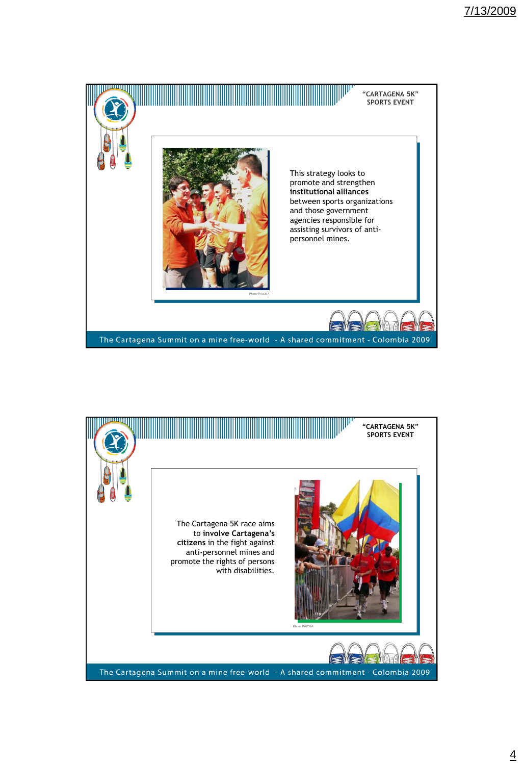## "CARTAGENA 5K" SPORTS EVENT

This strategy looks to promote and strengthen **institutional alliances** between sports organizations and those government agencies responsible for assisting survivors of anti-personnel mines.

Photo: PAICMA

The Cartagena Summit on a mine free-world - A shared commitment - Colombia 2009

## "CARTAGENA 5K" SPORTS EVENT

The Cartagena 5K race aims to **involve Cartagena's citizens** in the fight against anti-personnel mines and promote the rights of persons with disabilities.

Photo: PAICMA

The Cartagena Summit on a mine free-world - A shared commitment - Colombia 2009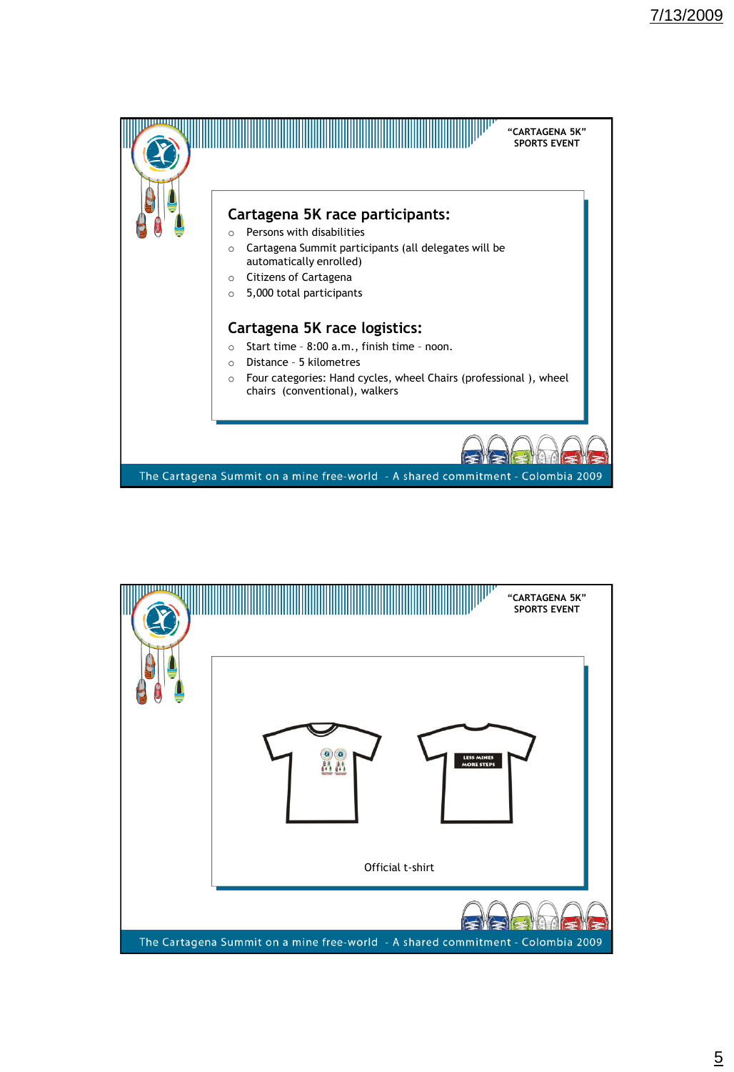“CARTAGENA 5K” SPORTS EVENT

## Cartagena 5K race participants:

- Persons with disabilities
- Cartagena Summit participants (all delegates will be automatically enrolled)
- Citizens of Cartagena
- 5,000 total participants

## Cartagena 5K race logistics:

- Start time – 8:00 a.m., finish time – noon.
- Distance – 5 kilometres
- Four categories: Hand cycles, wheel Chairs (professional ), wheel chairs (conventional), walkers

The Cartagena Summit on a mine free-world - A shared commitment - Colombia 2009

“CARTAGENA 5K” SPORTS EVENT

LESS MINES MORE STEPS

Official t-shirt

The Cartagena Summit on a mine free-world - A shared commitment - Colombia 2009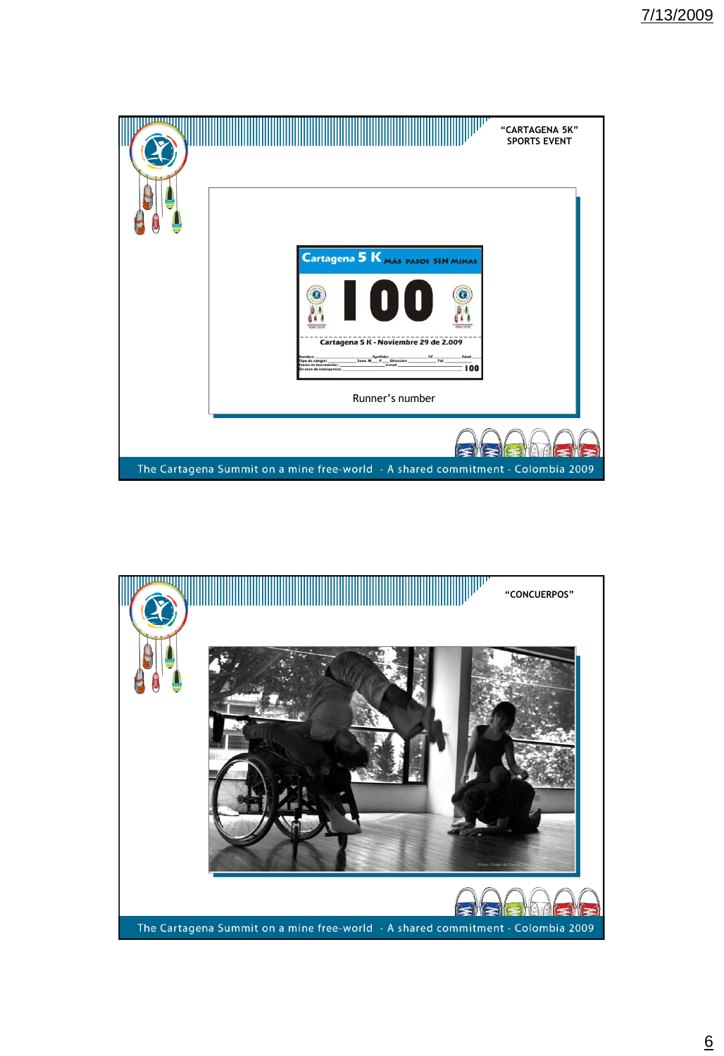## "CARTAGENA 5K" SPORTS EVENT

Cartagena 5 K MÁS PASOS SIN MINAS

100

Cartagena 5 K - Noviembre 29 de 2.009

Runner's number

The Cartagena Summit on a mine free-world - A shared commitment - Colombia 2009

## "CONCUERPOS"

The Cartagena Summit on a mine free-world - A shared commitment - Colombia 2009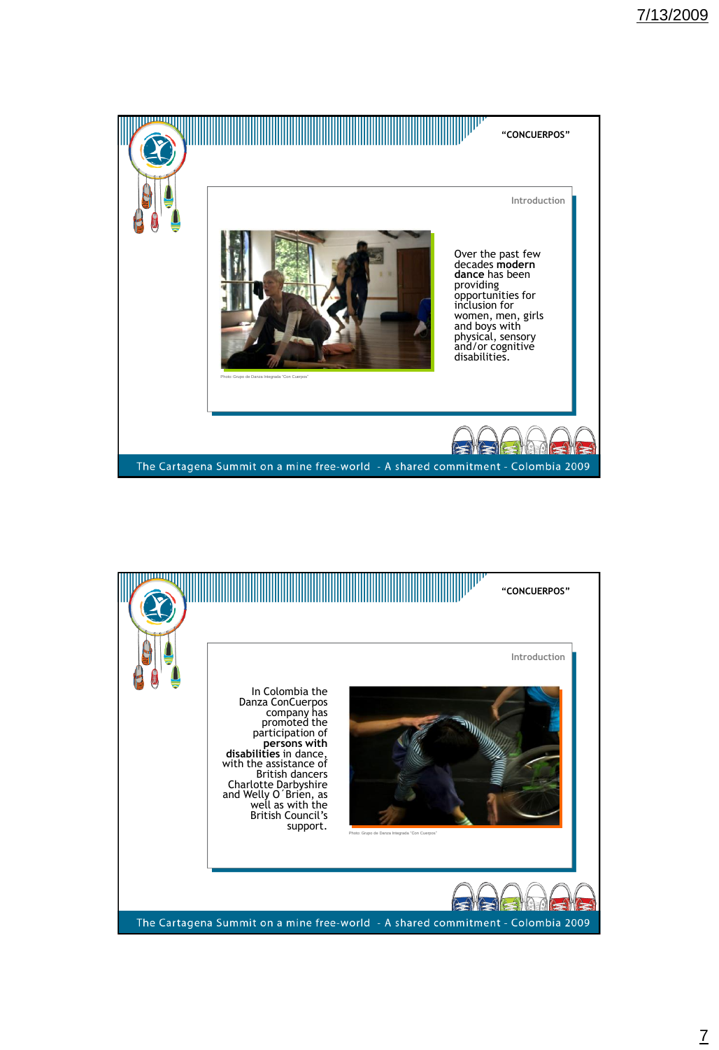## "CONCUERPOS"

### Introduction

Photo: Grupo de Danza Integrada "Con Cuerpos"

Over the past few decades **modern dance** has been providing opportunities for inclusion for women, men, girls and boys with physical, sensory and/or cognitive disabilities.

The Cartagena Summit on a mine free-world - A shared commitment - Colombia 2009

## "CONCUERPOS"

### Introduction

In Colombia the Danza ConCuerpos company has promoted the participation of **persons with disabilities** in dance, with the assistance of British dancers Charlotte Darbyshire and Welly O´Brien, as well as with the British Council's support.

Photo: Grupo de Danza Integrada "Con Cuerpos"

The Cartagena Summit on a mine free-world - A shared commitment - Colombia 2009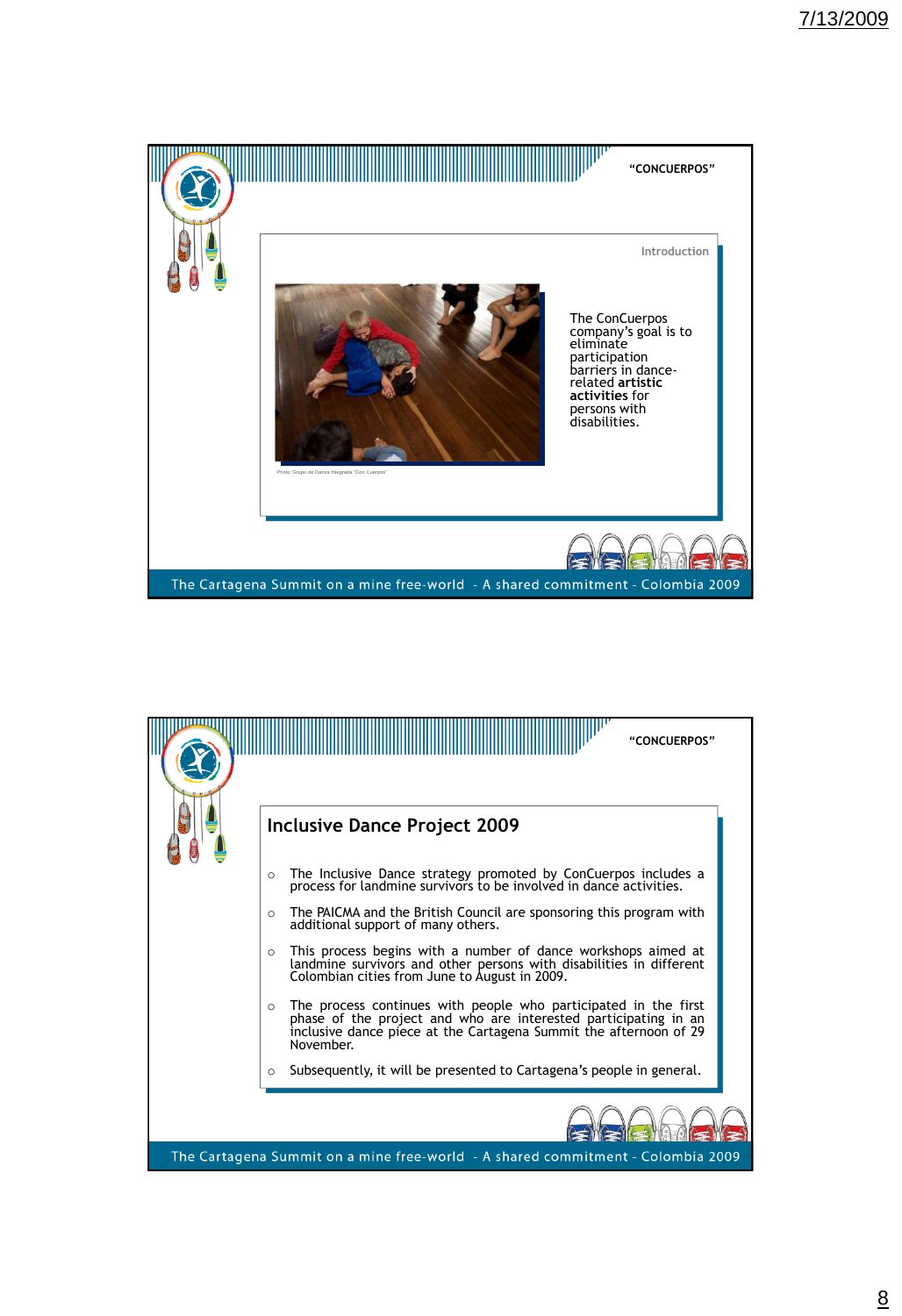"CONCUERPOS"

Introduction

Photo: Grupo de Danza Integrada "Con Cuerpos"

The ConCuerpos company's goal is to eliminate participation barriers in dance-related **artistic activities** for persons with disabilities.

The Cartagena Summit on a mine free-world - A shared commitment - Colombia 2009

"CONCUERPOS"

## Inclusive Dance Project 2009

- The Inclusive Dance strategy promoted by ConCuerpos includes a process for landmine survivors to be involved in dance activities.
- The PAICMA and the British Council are sponsoring this program with additional support of many others.
- This process begins with a number of dance workshops aimed at landmine survivors and other persons with disabilities in different Colombian cities from June to August in 2009.
- The process continues with people who participated in the first phase of the project and who are interested participating in an inclusive dance piece at the Cartagena Summit the afternoon of 29 November.
- Subsequently, it will be presented to Cartagena's people in general.

The Cartagena Summit on a mine free-world - A shared commitment - Colombia 2009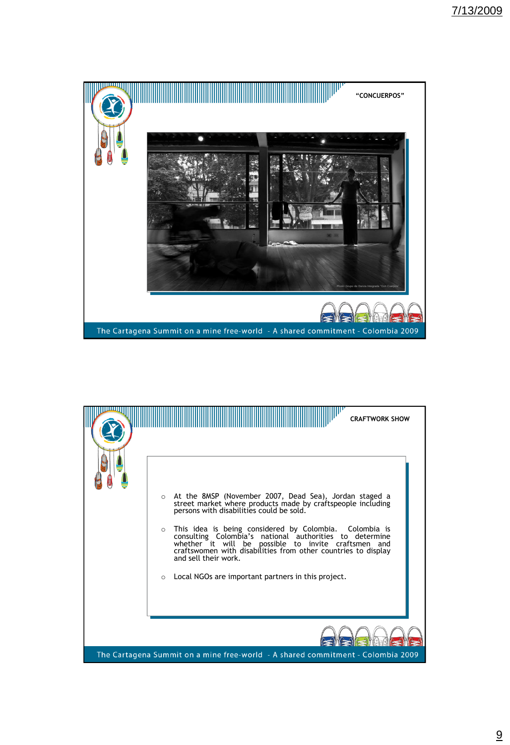## "CONCUERPOS"

Photo: Grupo de Danza Integrada "Con Cuerpos"

The Cartagena Summit on a mine free-world - A shared commitment - Colombia 2009

## CRAFTWORK SHOW

- At the 8MSP (November 2007, Dead Sea), Jordan staged a street market where products made by craftspeople including persons with disabilities could be sold.
- This idea is being considered by Colombia. Colombia is consulting Colombia's national authorities to determine whether it will be possible to invite craftsmen and craftswomen with disabilities from other countries to display and sell their work.
- Local NGOs are important partners in this project.

The Cartagena Summit on a mine free-world - A shared commitment - Colombia 2009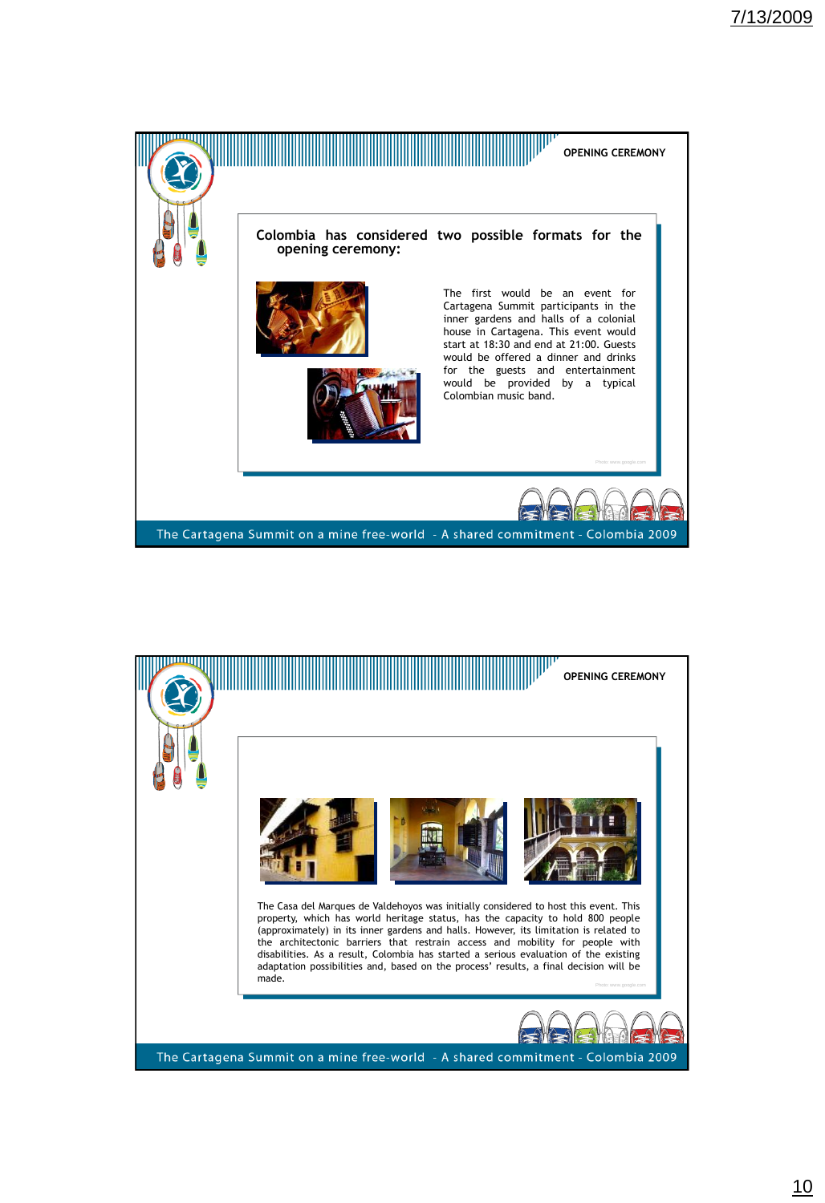## OPENING CEREMONY

**Colombia has considered two possible formats for the opening ceremony:**

The first would be an event for Cartagena Summit participants in the inner gardens and halls of a colonial house in Cartagena. This event would start at 18:30 and end at 21:00. Guests would be offered a dinner and drinks for the guests and entertainment would be provided by a typical Colombian music band.

Photo: www.google.com

The Cartagena Summit on a mine free-world - A shared commitment - Colombia 2009

## OPENING CEREMONY

The Casa del Marques de Valdehoyos was initially considered to host this event. This property, which has world heritage status, has the capacity to hold 800 people (approximately) in its inner gardens and halls. However, its limitation is related to the architectonic barriers that restrain access and mobility for people with disabilities. As a result, Colombia has started a serious evaluation of the existing adaptation possibilities and, based on the process' results, a final decision will be made.

Photo: www.google.com

The Cartagena Summit on a mine free-world - A shared commitment - Colombia 2009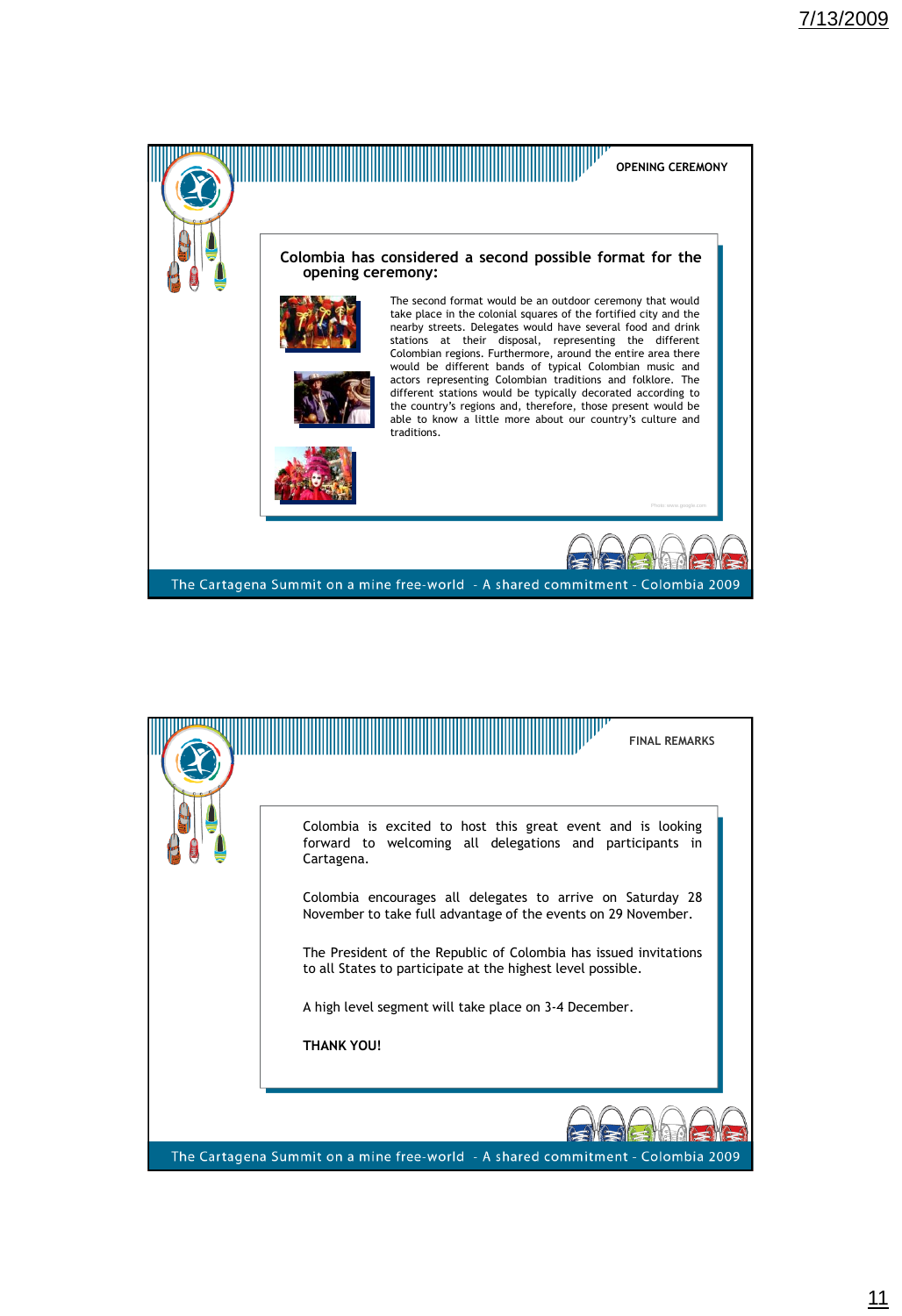## OPENING CEREMONY

**Colombia has considered a second possible format for the opening ceremony:**

The second format would be an outdoor ceremony that would take place in the colonial squares of the fortified city and the nearby streets. Delegates would have several food and drink stations at their disposal, representing the different Colombian regions. Furthermore, around the entire area there would be different bands of typical Colombian music and actors representing Colombian traditions and folklore. The different stations would be typically decorated according to the country's regions and, therefore, those present would be able to know a little more about our country's culture and traditions.

Photo: www.google.com

The Cartagena Summit on a mine free-world - A shared commitment - Colombia 2009

## FINAL REMARKS

Colombia is excited to host this great event and is looking forward to welcoming all delegations and participants in Cartagena.

Colombia encourages all delegates to arrive on Saturday 28 November to take full advantage of the events on 29 November.

The President of the Republic of Colombia has issued invitations to all States to participate at the highest level possible.

A high level segment will take place on 3-4 December.

**THANK YOU!**

The Cartagena Summit on a mine free-world - A shared commitment - Colombia 2009